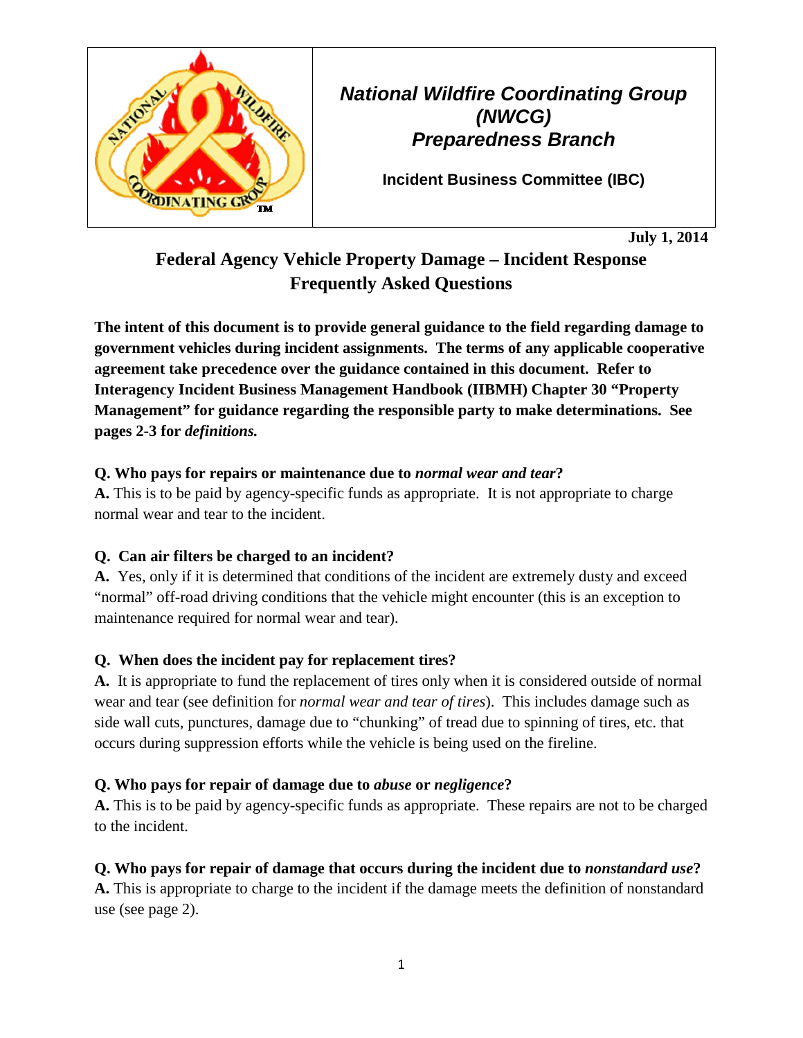# National Wildfire Coordinating Group (NWCG)
## Preparedness Branch

**Incident Business Committee (IBC)**

**July 1, 2014**

## Federal Agency Vehicle Property Damage – Incident Response Frequently Asked Questions

**The intent of this document is to provide general guidance to the field regarding damage to government vehicles during incident assignments. The terms of any applicable cooperative agreement take precedence over the guidance contained in this document. Refer to Interagency Incident Business Management Handbook (IIBMH) Chapter 30 "Property Management" for guidance regarding the responsible party to make determinations. See pages 2-3 for *definitions.***

**Q. Who pays for repairs or maintenance due to *normal wear and tear*?**
**A.** This is to be paid by agency-specific funds as appropriate. It is not appropriate to charge normal wear and tear to the incident.

**Q. Can air filters be charged to an incident?**
**A.** Yes, only if it is determined that conditions of the incident are extremely dusty and exceed "normal" off-road driving conditions that the vehicle might encounter (this is an exception to maintenance required for normal wear and tear).

**Q. When does the incident pay for replacement tires?**
**A.** It is appropriate to fund the replacement of tires only when it is considered outside of normal wear and tear (see definition for *normal wear and tear of tires*). This includes damage such as side wall cuts, punctures, damage due to "chunking" of tread due to spinning of tires, etc. that occurs during suppression efforts while the vehicle is being used on the fireline.

**Q. Who pays for repair of damage due to *abuse* or *negligence*?**
**A.** This is to be paid by agency-specific funds as appropriate. These repairs are not to be charged to the incident.

**Q. Who pays for repair of damage that occurs during the incident due to *nonstandard use*?**
**A.** This is appropriate to charge to the incident if the damage meets the definition of nonstandard use (see page 2).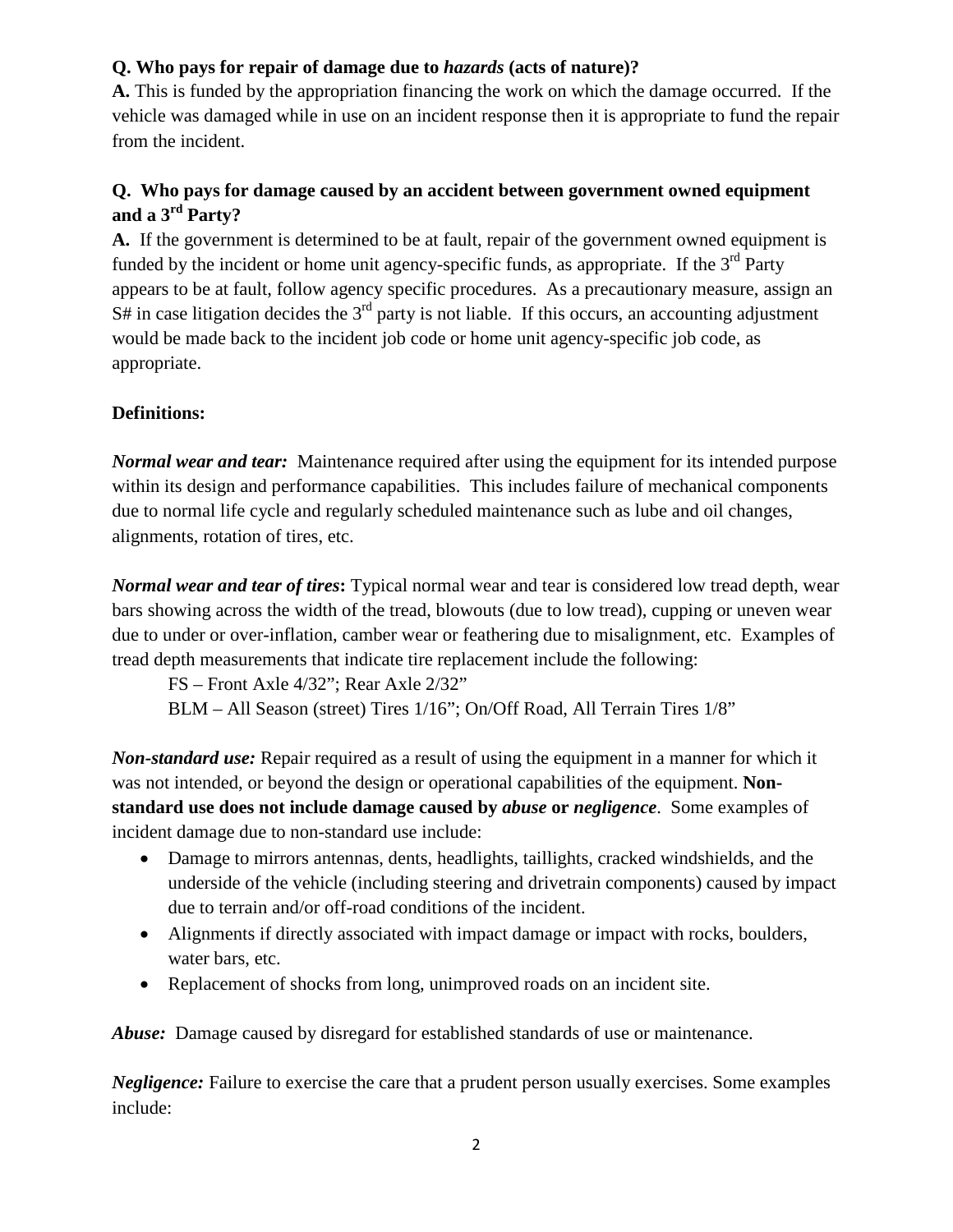**Q. Who pays for repair of damage due to *hazards* (acts of nature)?**

**A.** This is funded by the appropriation financing the work on which the damage occurred. If the vehicle was damaged while in use on an incident response then it is appropriate to fund the repair from the incident.

**Q. Who pays for damage caused by an accident between government owned equipment and a 3rd Party?**

**A.** If the government is determined to be at fault, repair of the government owned equipment is funded by the incident or home unit agency-specific funds, as appropriate. If the 3rd Party appears to be at fault, follow agency specific procedures. As a precautionary measure, assign an S# in case litigation decides the 3rd party is not liable. If this occurs, an accounting adjustment would be made back to the incident job code or home unit agency-specific job code, as appropriate.

**Definitions:**

***Normal wear and tear:*** Maintenance required after using the equipment for its intended purpose within its design and performance capabilities. This includes failure of mechanical components due to normal life cycle and regularly scheduled maintenance such as lube and oil changes, alignments, rotation of tires, etc.

***Normal wear and tear of tires*:** Typical normal wear and tear is considered low tread depth, wear bars showing across the width of the tread, blowouts (due to low tread), cupping or uneven wear due to under or over-inflation, camber wear or feathering due to misalignment, etc. Examples of tread depth measurements that indicate tire replacement include the following:

FS – Front Axle 4/32”; Rear Axle 2/32”

BLM – All Season (street) Tires 1/16”; On/Off Road, All Terrain Tires 1/8”

***Non-standard use:*** Repair required as a result of using the equipment in a manner for which it was not intended, or beyond the design or operational capabilities of the equipment. **Non-standard use does not include damage caused by *abuse* or *negligence*.** Some examples of incident damage due to non-standard use include:

- Damage to mirrors antennas, dents, headlights, taillights, cracked windshields, and the underside of the vehicle (including steering and drivetrain components) caused by impact due to terrain and/or off-road conditions of the incident.
- Alignments if directly associated with impact damage or impact with rocks, boulders, water bars, etc.
- Replacement of shocks from long, unimproved roads on an incident site.

***Abuse:*** Damage caused by disregard for established standards of use or maintenance.

***Negligence:*** Failure to exercise the care that a prudent person usually exercises. Some examples include: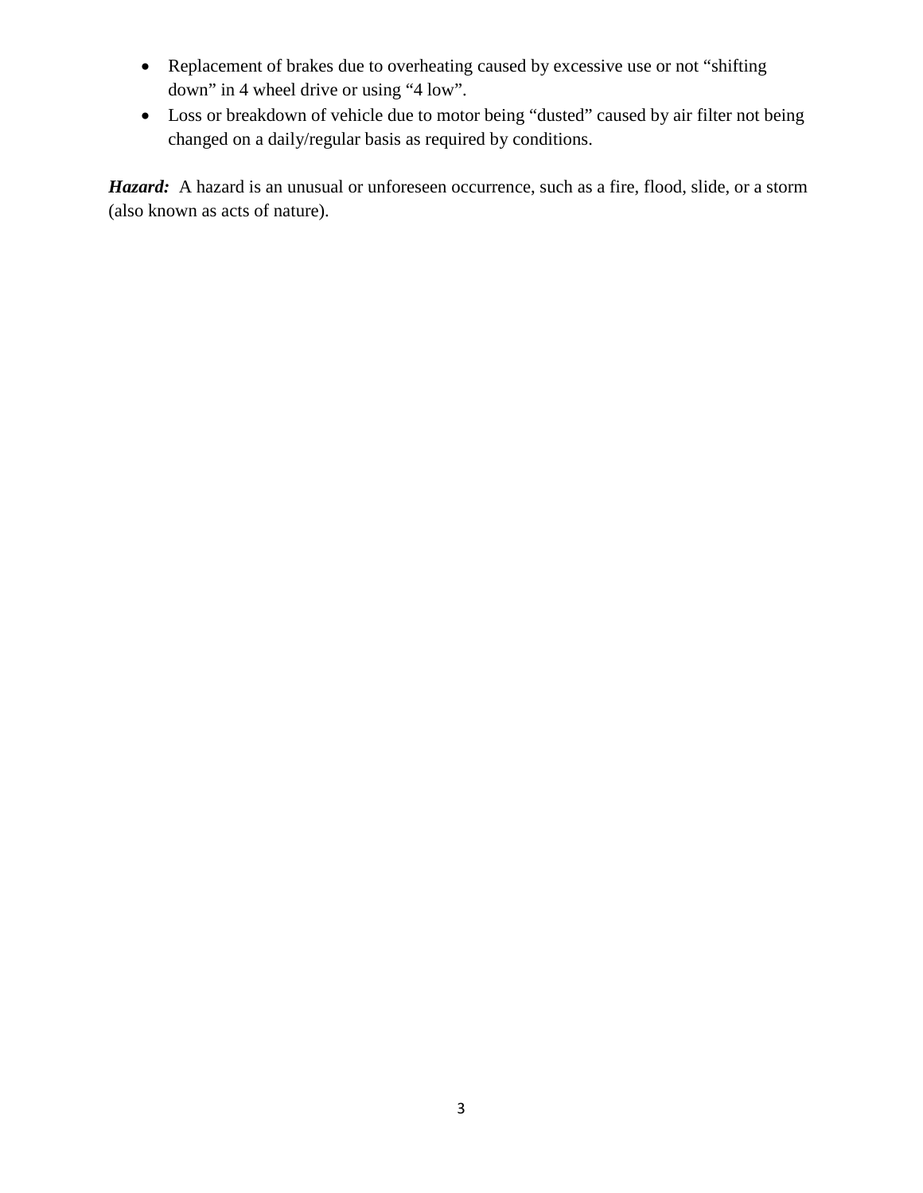- Replacement of brakes due to overheating caused by excessive use or not “shifting down” in 4 wheel drive or using “4 low”.
- Loss or breakdown of vehicle due to motor being “dusted” caused by air filter not being changed on a daily/regular basis as required by conditions.

***Hazard:*** A hazard is an unusual or unforeseen occurrence, such as a fire, flood, slide, or a storm (also known as acts of nature).